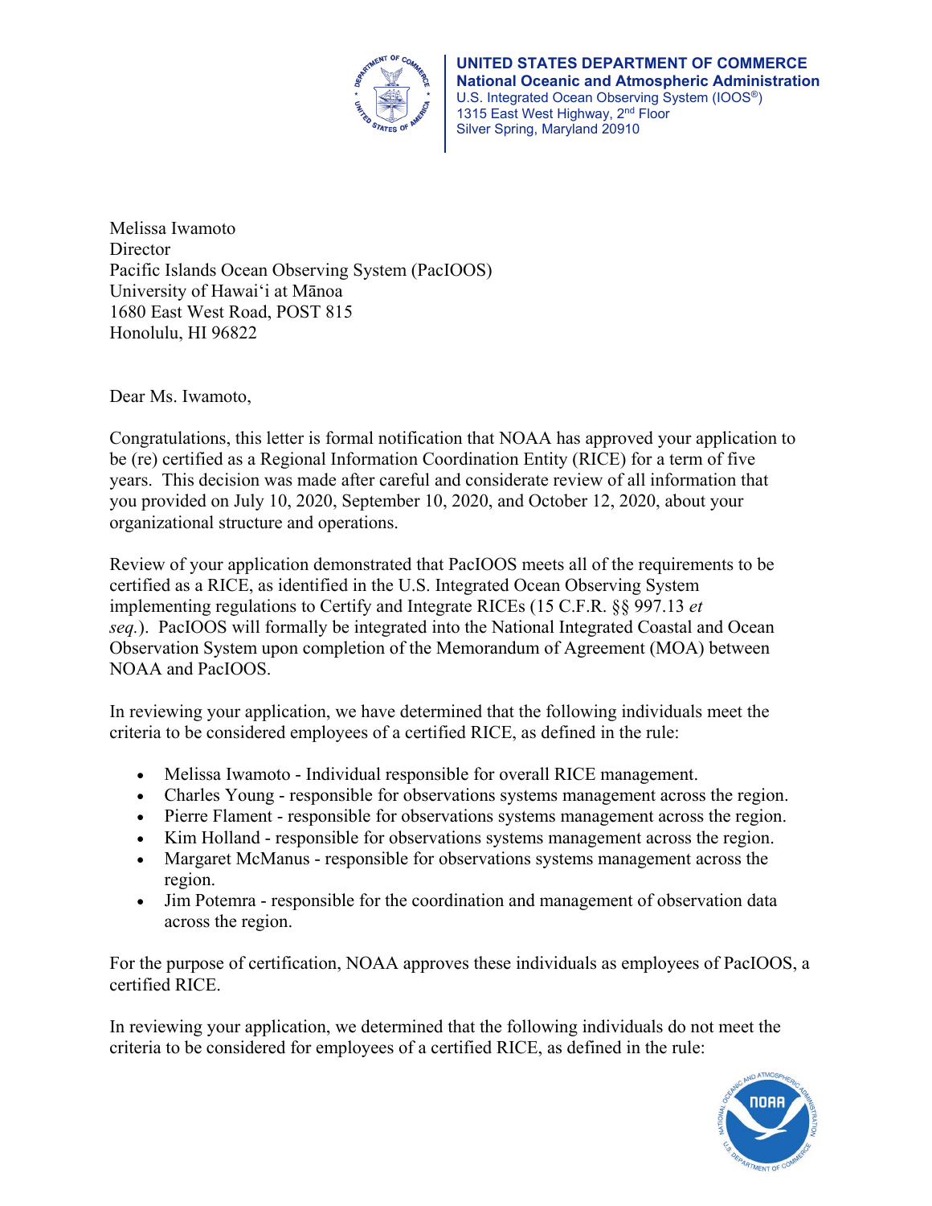**UNITED STATES DEPARTMENT OF COMMERCE**
**National Oceanic and Atmospheric Administration**
U.S. Integrated Ocean Observing System (IOOS®)
1315 East West Highway, 2nd Floor
Silver Spring, Maryland 20910

Melissa Iwamoto
Director
Pacific Islands Ocean Observing System (PacIOOS)
University of Hawaiʻi at Mānoa
1680 East West Road, POST 815
Honolulu, HI 96822

Dear Ms. Iwamoto,

Congratulations, this letter is formal notification that NOAA has approved your application to be (re) certified as a Regional Information Coordination Entity (RICE) for a term of five years. This decision was made after careful and considerate review of all information that you provided on July 10, 2020, September 10, 2020, and October 12, 2020, about your organizational structure and operations.

Review of your application demonstrated that PacIOOS meets all of the requirements to be certified as a RICE, as identified in the U.S. Integrated Ocean Observing System implementing regulations to Certify and Integrate RICEs (15 C.F.R. §§ 997.13 *et seq.*). PacIOOS will formally be integrated into the National Integrated Coastal and Ocean Observation System upon completion of the Memorandum of Agreement (MOA) between NOAA and PacIOOS.

In reviewing your application, we have determined that the following individuals meet the criteria to be considered employees of a certified RICE, as defined in the rule:

- Melissa Iwamoto - Individual responsible for overall RICE management.
- Charles Young - responsible for observations systems management across the region.
- Pierre Flament - responsible for observations systems management across the region.
- Kim Holland - responsible for observations systems management across the region.
- Margaret McManus - responsible for observations systems management across the region.
- Jim Potemra - responsible for the coordination and management of observation data across the region.

For the purpose of certification, NOAA approves these individuals as employees of PacIOOS, a certified RICE.

In reviewing your application, we determined that the following individuals do not meet the criteria to be considered for employees of a certified RICE, as defined in the rule: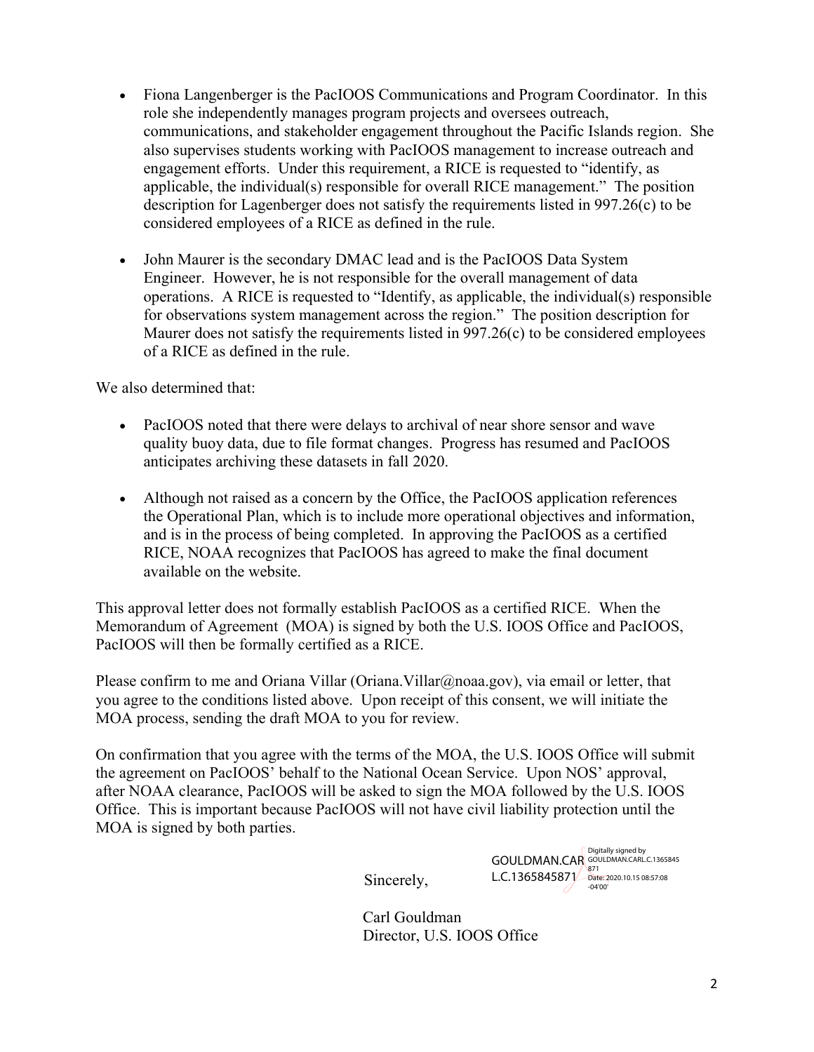- Fiona Langenberger is the PacIOOS Communications and Program Coordinator. In this role she independently manages program projects and oversees outreach, communications, and stakeholder engagement throughout the Pacific Islands region. She also supervises students working with PacIOOS management to increase outreach and engagement efforts. Under this requirement, a RICE is requested to "identify, as applicable, the individual(s) responsible for overall RICE management." The position description for Lagenberger does not satisfy the requirements listed in 997.26(c) to be considered employees of a RICE as defined in the rule.

- John Maurer is the secondary DMAC lead and is the PacIOOS Data System Engineer. However, he is not responsible for the overall management of data operations. A RICE is requested to "Identify, as applicable, the individual(s) responsible for observations system management across the region." The position description for Maurer does not satisfy the requirements listed in 997.26(c) to be considered employees of a RICE as defined in the rule.

We also determined that:

- PacIOOS noted that there were delays to archival of near shore sensor and wave quality buoy data, due to file format changes. Progress has resumed and PacIOOS anticipates archiving these datasets in fall 2020.

- Although not raised as a concern by the Office, the PacIOOS application references the Operational Plan, which is to include more operational objectives and information, and is in the process of being completed. In approving the PacIOOS as a certified RICE, NOAA recognizes that PacIOOS has agreed to make the final document available on the website.

This approval letter does not formally establish PacIOOS as a certified RICE. When the Memorandum of Agreement (MOA) is signed by both the U.S. IOOS Office and PacIOOS, PacIOOS will then be formally certified as a RICE.

Please confirm to me and Oriana Villar (Oriana.Villar@noaa.gov), via email or letter, that you agree to the conditions listed above. Upon receipt of this consent, we will initiate the MOA process, sending the draft MOA to you for review.

On confirmation that you agree with the terms of the MOA, the U.S. IOOS Office will submit the agreement on PacIOOS' behalf to the National Ocean Service. Upon NOS' approval, after NOAA clearance, PacIOOS will be asked to sign the MOA followed by the U.S. IOOS Office. This is important because PacIOOS will not have civil liability protection until the MOA is signed by both parties.

Sincerely,

GOULDMAN.CARL.C.1365845871
Digitally signed by GOULDMAN.CARL.C.1365845871
Date: 2020.10.15 08:57:08 -04'00'

Carl Gouldman
Director, U.S. IOOS Office